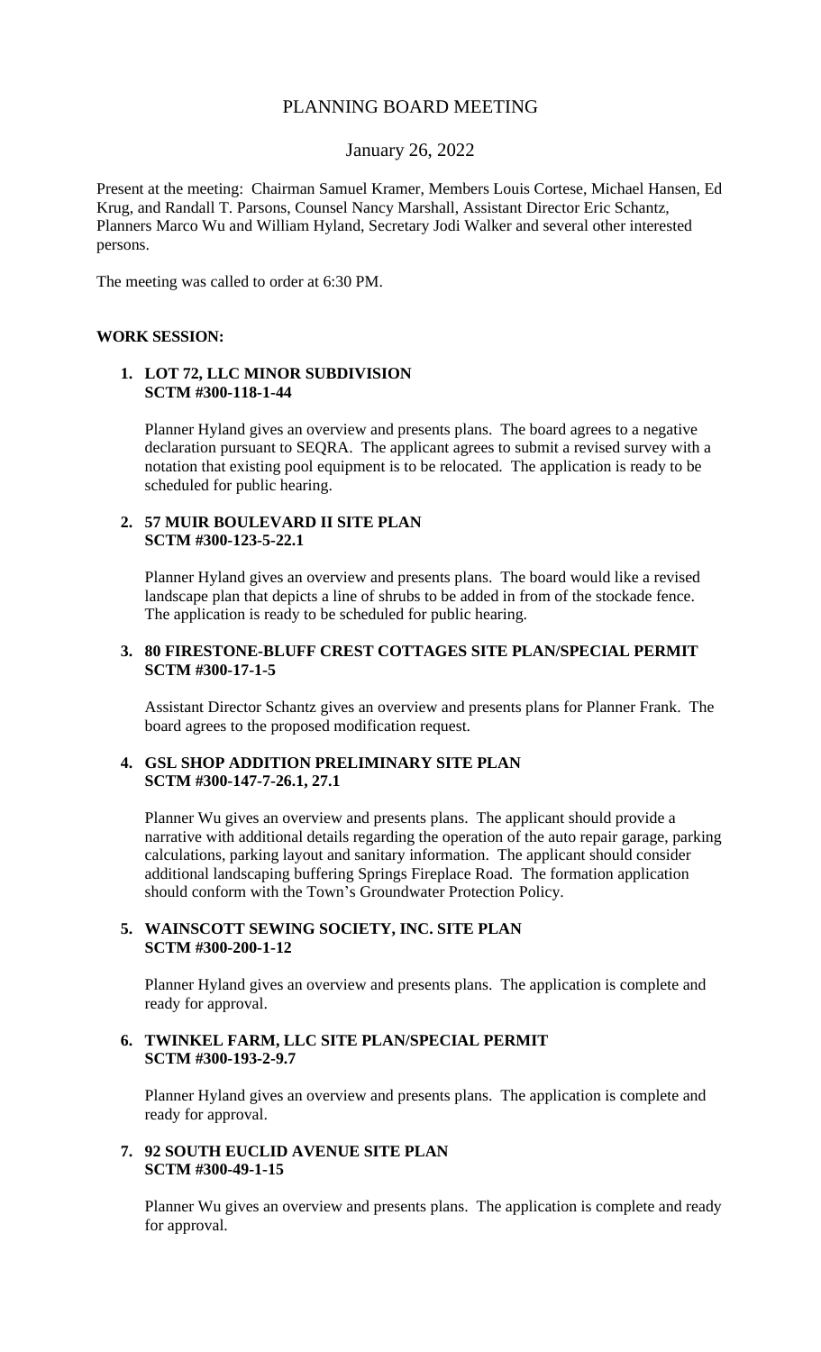# PLANNING BOARD MEETING

## January 26, 2022

Present at the meeting: Chairman Samuel Kramer, Members Louis Cortese, Michael Hansen, Ed Krug, and Randall T. Parsons, Counsel Nancy Marshall, Assistant Director Eric Schantz, Planners Marco Wu and William Hyland, Secretary Jodi Walker and several other interested persons.

The meeting was called to order at 6:30 PM.

**WORK SESSION:**

1. **LOT 72, LLC MINOR SUBDIVISION**
   **SCTM #300-118-1-44**

   Planner Hyland gives an overview and presents plans. The board agrees to a negative declaration pursuant to SEQRA. The applicant agrees to submit a revised survey with a notation that existing pool equipment is to be relocated. The application is ready to be scheduled for public hearing.

2. **57 MUIR BOULEVARD II SITE PLAN**
   **SCTM #300-123-5-22.1**

   Planner Hyland gives an overview and presents plans. The board would like a revised landscape plan that depicts a line of shrubs to be added in from of the stockade fence. The application is ready to be scheduled for public hearing.

3. **80 FIRESTONE-BLUFF CREST COTTAGES SITE PLAN/SPECIAL PERMIT**
   **SCTM #300-17-1-5**

   Assistant Director Schantz gives an overview and presents plans for Planner Frank. The board agrees to the proposed modification request.

4. **GSL SHOP ADDITION PRELIMINARY SITE PLAN**
   **SCTM #300-147-7-26.1, 27.1**

   Planner Wu gives an overview and presents plans. The applicant should provide a narrative with additional details regarding the operation of the auto repair garage, parking calculations, parking layout and sanitary information. The applicant should consider additional landscaping buffering Springs Fireplace Road. The formation application should conform with the Town's Groundwater Protection Policy.

5. **WAINSCOTT SEWING SOCIETY, INC. SITE PLAN**
   **SCTM #300-200-1-12**

   Planner Hyland gives an overview and presents plans. The application is complete and ready for approval.

6. **TWINKEL FARM, LLC SITE PLAN/SPECIAL PERMIT**
   **SCTM #300-193-2-9.7**

   Planner Hyland gives an overview and presents plans. The application is complete and ready for approval.

7. **92 SOUTH EUCLID AVENUE SITE PLAN**
   **SCTM #300-49-1-15**

   Planner Wu gives an overview and presents plans. The application is complete and ready for approval.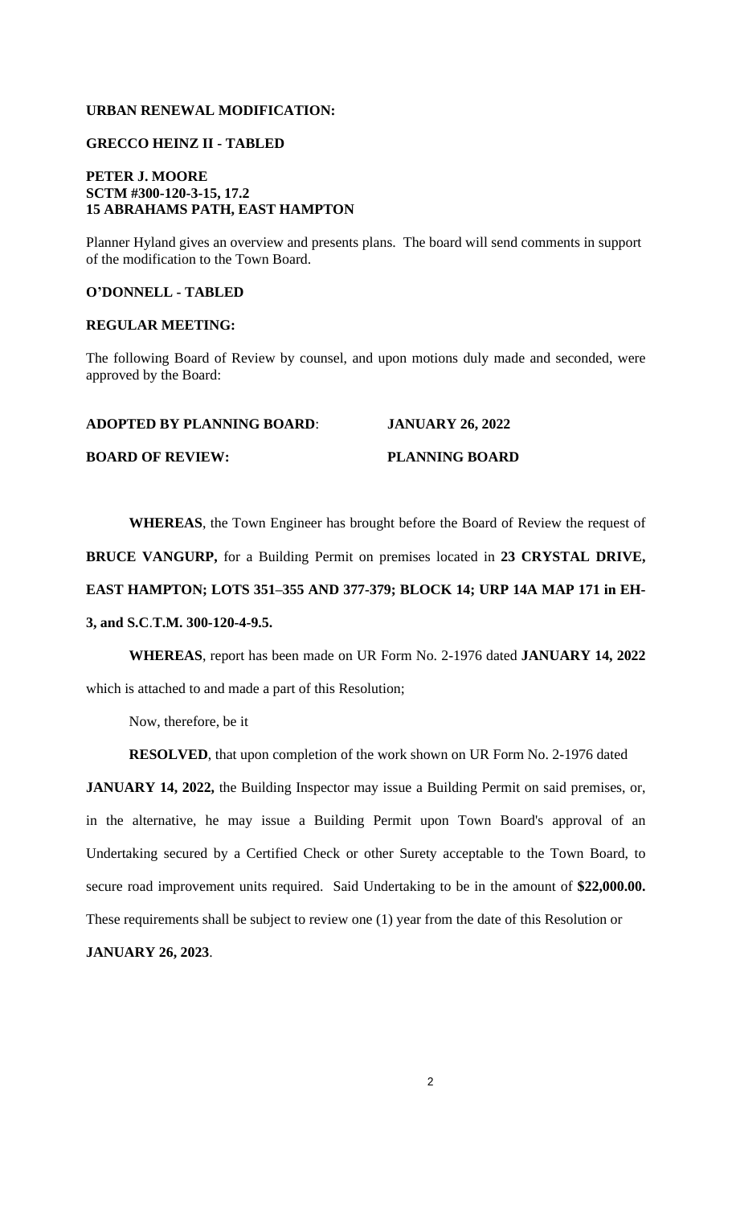**URBAN RENEWAL MODIFICATION:**

**GRECCO HEINZ II - TABLED**

**PETER J. MOORE**
**SCTM #300-120-3-15, 17.2**
**15 ABRAHAMS PATH, EAST HAMPTON**

Planner Hyland gives an overview and presents plans. The board will send comments in support of the modification to the Town Board.

**O'DONNELL - TABLED**

**REGULAR MEETING:**

The following Board of Review by counsel, and upon motions duly made and seconded, were approved by the Board:

**ADOPTED BY PLANNING BOARD**: **JANUARY 26, 2022**

**BOARD OF REVIEW:** **PLANNING BOARD**

**WHEREAS**, the Town Engineer has brought before the Board of Review the request of **BRUCE VANGURP,** for a Building Permit on premises located in **23 CRYSTAL DRIVE, EAST HAMPTON; LOTS 351–355 AND 377-379; BLOCK 14; URP 14A MAP 171 in EH-3, and S.C.T.M. 300-120-4-9.5.**

**WHEREAS**, report has been made on UR Form No. 2-1976 dated **JANUARY 14, 2022** which is attached to and made a part of this Resolution;

Now, therefore, be it

**RESOLVED**, that upon completion of the work shown on UR Form No. 2-1976 dated **JANUARY 14, 2022,** the Building Inspector may issue a Building Permit on said premises, or, in the alternative, he may issue a Building Permit upon Town Board's approval of an Undertaking secured by a Certified Check or other Surety acceptable to the Town Board, to secure road improvement units required. Said Undertaking to be in the amount of **$22,000.00.** These requirements shall be subject to review one (1) year from the date of this Resolution or **JANUARY 26, 2023**.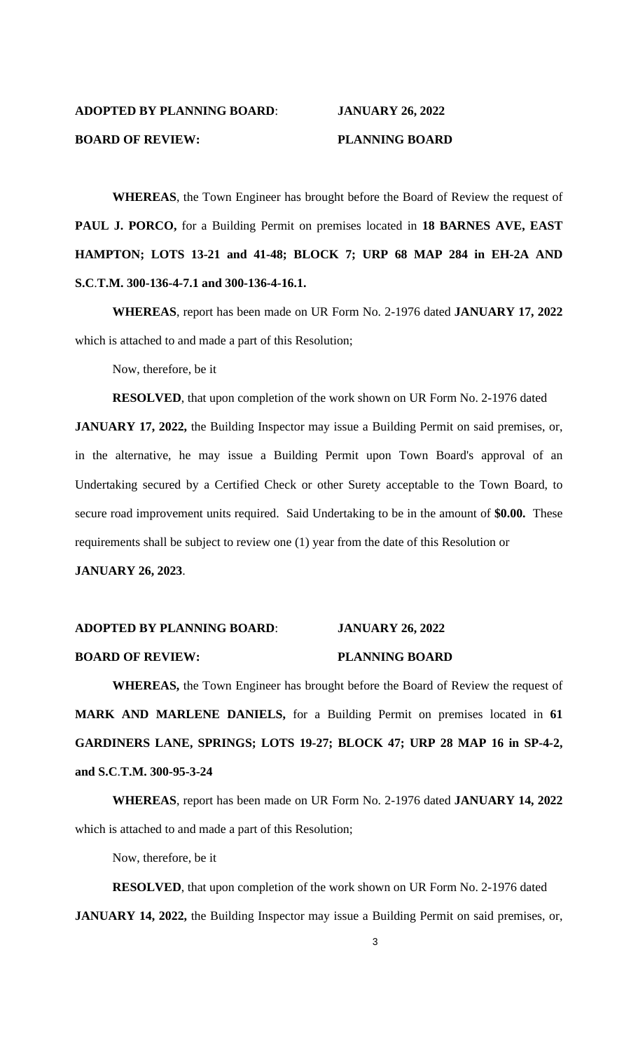**ADOPTED BY PLANNING BOARD**: **JANUARY 26, 2022**

**BOARD OF REVIEW:** **PLANNING BOARD**

**WHEREAS**, the Town Engineer has brought before the Board of Review the request of **PAUL J. PORCO,** for a Building Permit on premises located in **18 BARNES AVE, EAST HAMPTON; LOTS 13-21 and 41-48; BLOCK 7; URP 68 MAP 284 in EH-2A AND S.C.T.M. 300-136-4-7.1 and 300-136-4-16.1.**

**WHEREAS**, report has been made on UR Form No. 2-1976 dated **JANUARY 17, 2022** which is attached to and made a part of this Resolution;

Now, therefore, be it

**RESOLVED**, that upon completion of the work shown on UR Form No. 2-1976 dated **JANUARY 17, 2022,** the Building Inspector may issue a Building Permit on said premises, or, in the alternative, he may issue a Building Permit upon Town Board's approval of an Undertaking secured by a Certified Check or other Surety acceptable to the Town Board, to secure road improvement units required. Said Undertaking to be in the amount of **$0.00.** These requirements shall be subject to review one (1) year from the date of this Resolution or **JANUARY 26, 2023**.

**ADOPTED BY PLANNING BOARD**: **JANUARY 26, 2022**

**BOARD OF REVIEW:** **PLANNING BOARD**

**WHEREAS,** the Town Engineer has brought before the Board of Review the request of **MARK AND MARLENE DANIELS,** for a Building Permit on premises located in **61 GARDINERS LANE, SPRINGS; LOTS 19-27; BLOCK 47; URP 28 MAP 16 in SP-4-2, and S.C.T.M. 300-95-3-24**

**WHEREAS**, report has been made on UR Form No. 2-1976 dated **JANUARY 14, 2022** which is attached to and made a part of this Resolution;

Now, therefore, be it

**RESOLVED**, that upon completion of the work shown on UR Form No. 2-1976 dated **JANUARY 14, 2022,** the Building Inspector may issue a Building Permit on said premises, or,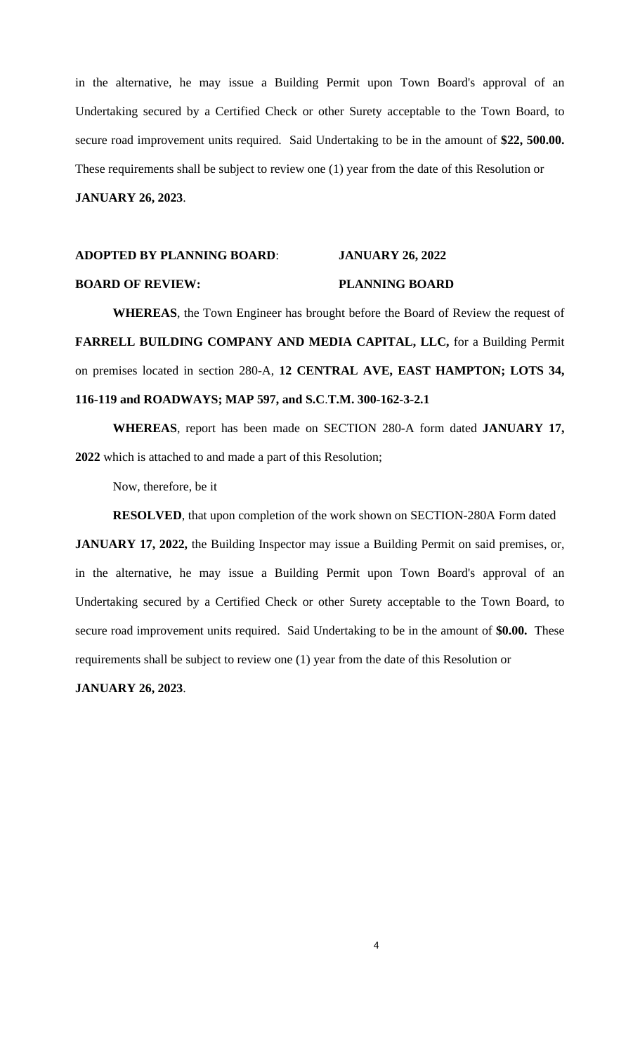in the alternative, he may issue a Building Permit upon Town Board's approval of an Undertaking secured by a Certified Check or other Surety acceptable to the Town Board, to secure road improvement units required. Said Undertaking to be in the amount of **$22, 500.00.** These requirements shall be subject to review one (1) year from the date of this Resolution or **JANUARY 26, 2023**.

**ADOPTED BY PLANNING BOARD**: **JANUARY 26, 2022**

**BOARD OF REVIEW:** **PLANNING BOARD**

**WHEREAS**, the Town Engineer has brought before the Board of Review the request of **FARRELL BUILDING COMPANY AND MEDIA CAPITAL, LLC,** for a Building Permit on premises located in section 280-A, **12 CENTRAL AVE, EAST HAMPTON; LOTS 34, 116-119 and ROADWAYS; MAP 597, and S.C.T.M. 300-162-3-2.1**

**WHEREAS**, report has been made on SECTION 280-A form dated **JANUARY 17, 2022** which is attached to and made a part of this Resolution;

Now, therefore, be it

**RESOLVED**, that upon completion of the work shown on SECTION-280A Form dated **JANUARY 17, 2022,** the Building Inspector may issue a Building Permit on said premises, or, in the alternative, he may issue a Building Permit upon Town Board's approval of an Undertaking secured by a Certified Check or other Surety acceptable to the Town Board, to secure road improvement units required. Said Undertaking to be in the amount of **$0.00.** These requirements shall be subject to review one (1) year from the date of this Resolution or **JANUARY 26, 2023**.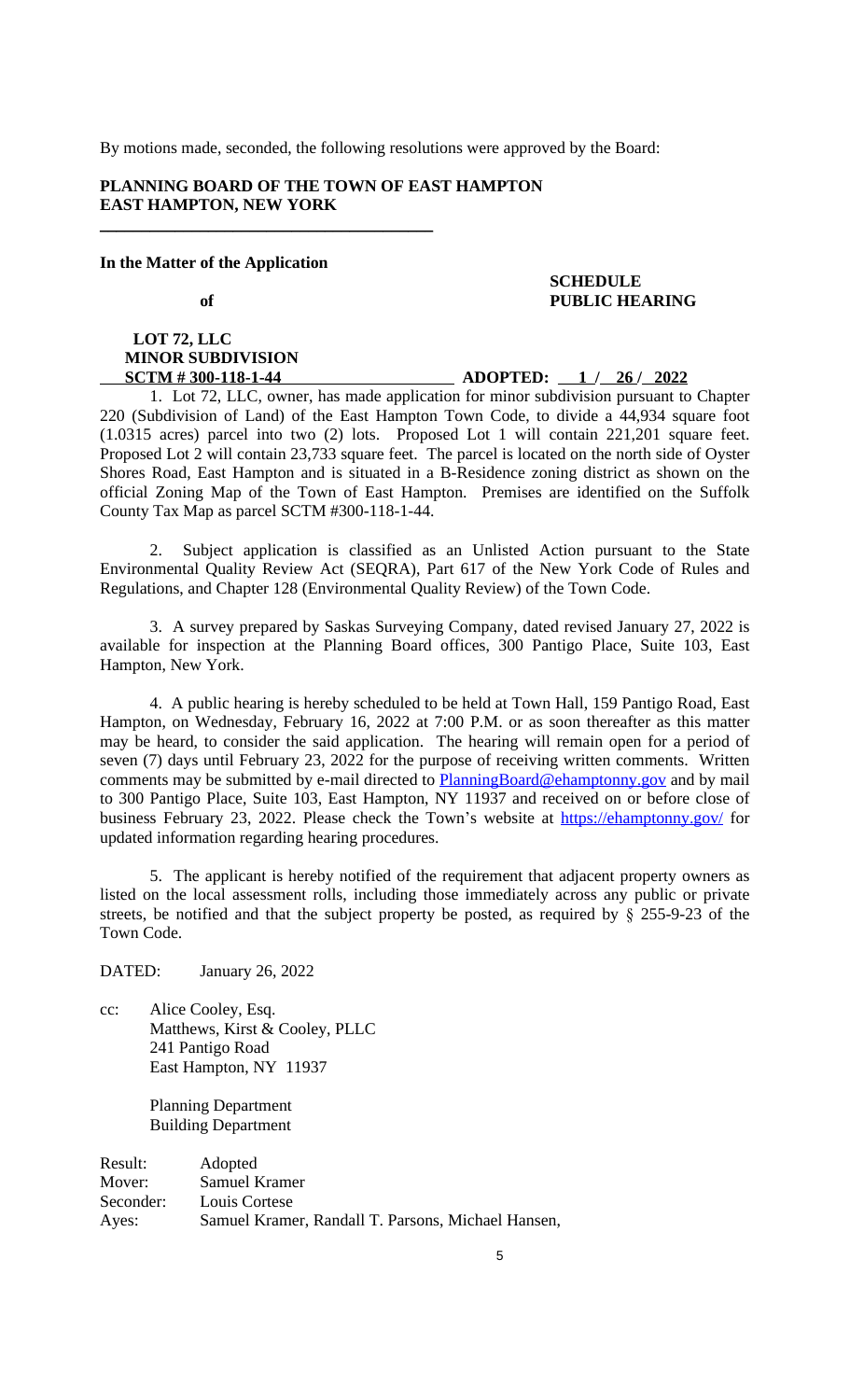By motions made, seconded, the following resolutions were approved by the Board:

**PLANNING BOARD OF THE TOWN OF EAST HAMPTON**
**EAST HAMPTON, NEW YORK**

---

**In the Matter of the Application**

**of**

**LOT 72, LLC**
**MINOR SUBDIVISION**
**SCTM # 300-118-1-44**

**SCHEDULE**
**PUBLIC HEARING**

**ADOPTED: 1 / 26 / 2022**

1. Lot 72, LLC, owner, has made application for minor subdivision pursuant to Chapter 220 (Subdivision of Land) of the East Hampton Town Code, to divide a 44,934 square foot (1.0315 acres) parcel into two (2) lots. Proposed Lot 1 will contain 221,201 square feet. Proposed Lot 2 will contain 23,733 square feet. The parcel is located on the north side of Oyster Shores Road, East Hampton and is situated in a B-Residence zoning district as shown on the official Zoning Map of the Town of East Hampton. Premises are identified on the Suffolk County Tax Map as parcel SCTM #300-118-1-44.

2. Subject application is classified as an Unlisted Action pursuant to the State Environmental Quality Review Act (SEQRA), Part 617 of the New York Code of Rules and Regulations, and Chapter 128 (Environmental Quality Review) of the Town Code.

3. A survey prepared by Saskas Surveying Company, dated revised January 27, 2022 is available for inspection at the Planning Board offices, 300 Pantigo Place, Suite 103, East Hampton, New York.

4. A public hearing is hereby scheduled to be held at Town Hall, 159 Pantigo Road, East Hampton, on Wednesday, February 16, 2022 at 7:00 P.M. or as soon thereafter as this matter may be heard, to consider the said application. The hearing will remain open for a period of seven (7) days until February 23, 2022 for the purpose of receiving written comments. Written comments may be submitted by e-mail directed to PlanningBoard@ehamptonny.gov and by mail to 300 Pantigo Place, Suite 103, East Hampton, NY 11937 and received on or before close of business February 23, 2022. Please check the Town's website at https://ehamptonny.gov/ for updated information regarding hearing procedures.

5. The applicant is hereby notified of the requirement that adjacent property owners as listed on the local assessment rolls, including those immediately across any public or private streets, be notified and that the subject property be posted, as required by § 255-9-23 of the Town Code.

DATED: January 26, 2022

cc: Alice Cooley, Esq.
Matthews, Kirst & Cooley, PLLC
241 Pantigo Road
East Hampton, NY 11937

Planning Department
Building Department

Result: Adopted
Mover: Samuel Kramer
Seconder: Louis Cortese
Ayes: Samuel Kramer, Randall T. Parsons, Michael Hansen,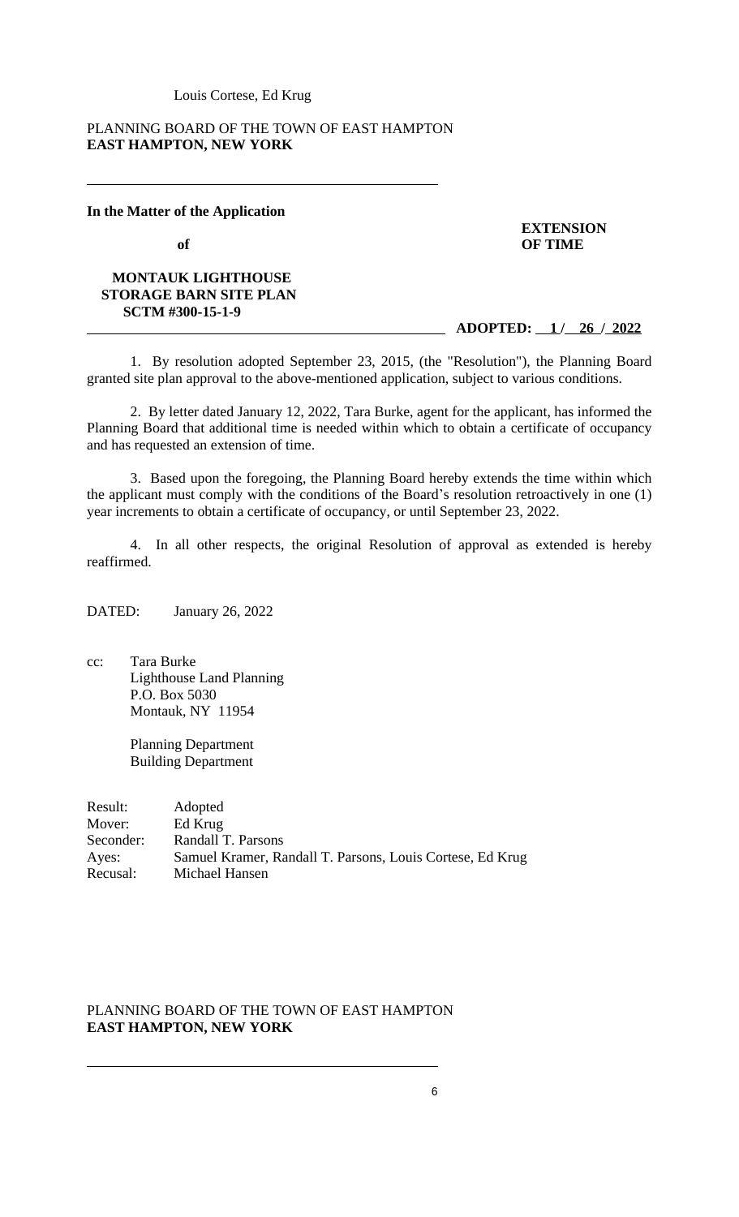Louis Cortese, Ed Krug

PLANNING BOARD OF THE TOWN OF EAST HAMPTON
**EAST HAMPTON, NEW YORK**

---

**In the Matter of the Application**

**of**

**MONTAUK LIGHTHOUSE STORAGE BARN SITE PLAN SCTM #300-15-1-9**

**EXTENSION OF TIME**

**ADOPTED: 1 / 26 / 2022**

1. By resolution adopted September 23, 2015, (the "Resolution"), the Planning Board granted site plan approval to the above-mentioned application, subject to various conditions.

2. By letter dated January 12, 2022, Tara Burke, agent for the applicant, has informed the Planning Board that additional time is needed within which to obtain a certificate of occupancy and has requested an extension of time.

3. Based upon the foregoing, the Planning Board hereby extends the time within which the applicant must comply with the conditions of the Board's resolution retroactively in one (1) year increments to obtain a certificate of occupancy, or until September 23, 2022.

4. In all other respects, the original Resolution of approval as extended is hereby reaffirmed.

DATED: January 26, 2022

cc: Tara Burke
Lighthouse Land Planning
P.O. Box 5030
Montauk, NY 11954

Planning Department
Building Department

Result: Adopted
Mover: Ed Krug
Seconder: Randall T. Parsons
Ayes: Samuel Kramer, Randall T. Parsons, Louis Cortese, Ed Krug
Recusal: Michael Hansen

PLANNING BOARD OF THE TOWN OF EAST HAMPTON
**EAST HAMPTON, NEW YORK**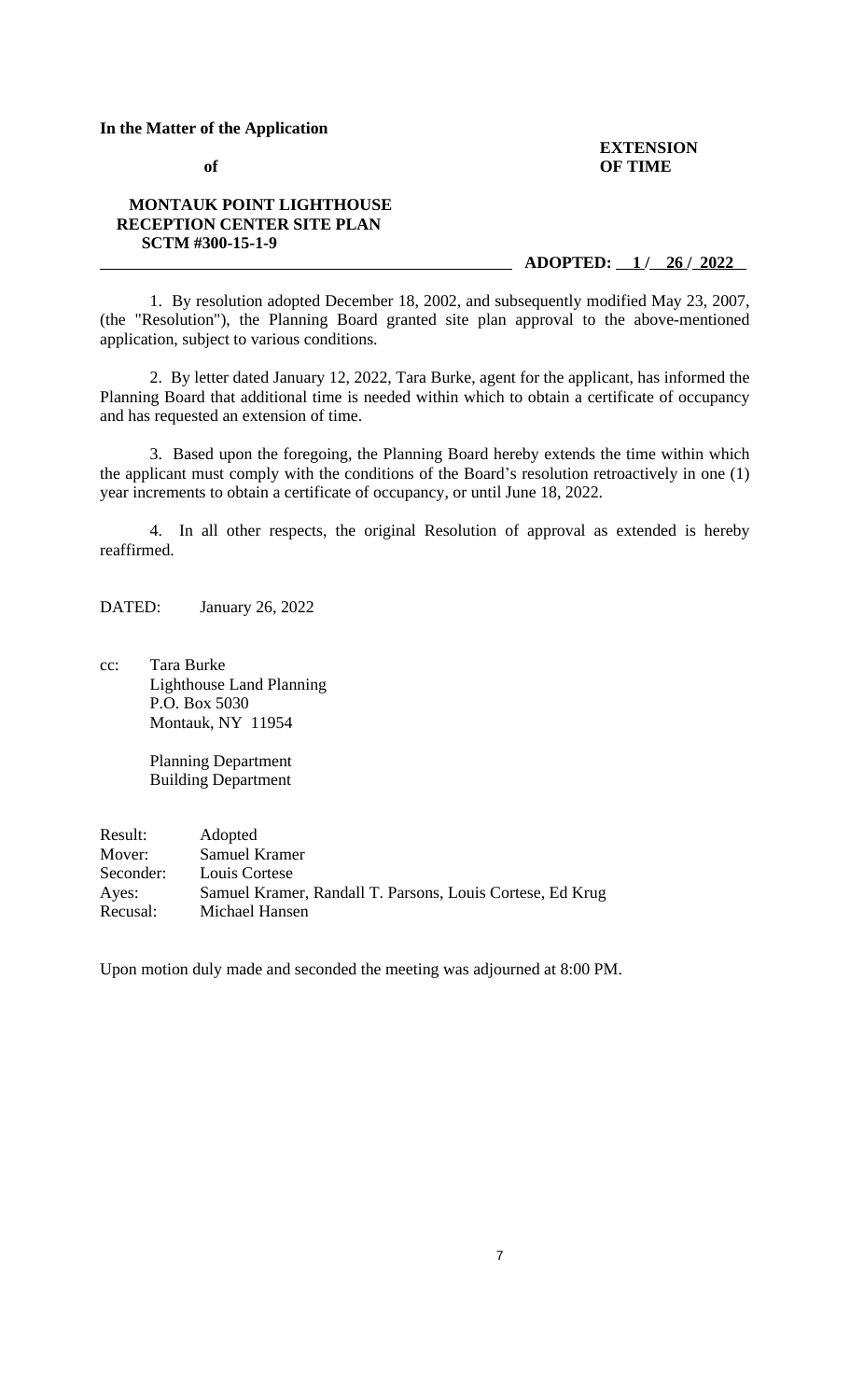**In the Matter of the Application**

**of**

**MONTAUK POINT LIGHTHOUSE RECEPTION CENTER SITE PLAN SCTM #300-15-1-9**

**EXTENSION OF TIME**

**ADOPTED: 1 / 26 / 2022**

1. By resolution adopted December 18, 2002, and subsequently modified May 23, 2007, (the "Resolution"), the Planning Board granted site plan approval to the above-mentioned application, subject to various conditions.

2. By letter dated January 12, 2022, Tara Burke, agent for the applicant, has informed the Planning Board that additional time is needed within which to obtain a certificate of occupancy and has requested an extension of time.

3. Based upon the foregoing, the Planning Board hereby extends the time within which the applicant must comply with the conditions of the Board's resolution retroactively in one (1) year increments to obtain a certificate of occupancy, or until June 18, 2022.

4. In all other respects, the original Resolution of approval as extended is hereby reaffirmed.

DATED: January 26, 2022

cc: Tara Burke
Lighthouse Land Planning
P.O. Box 5030
Montauk, NY 11954

Planning Department
Building Department

| | |
|---|---|
| Result: | Adopted |
| Mover: | Samuel Kramer |
| Seconder: | Louis Cortese |
| Ayes: | Samuel Kramer, Randall T. Parsons, Louis Cortese, Ed Krug |
| Recusal: | Michael Hansen |

Upon motion duly made and seconded the meeting was adjourned at 8:00 PM.